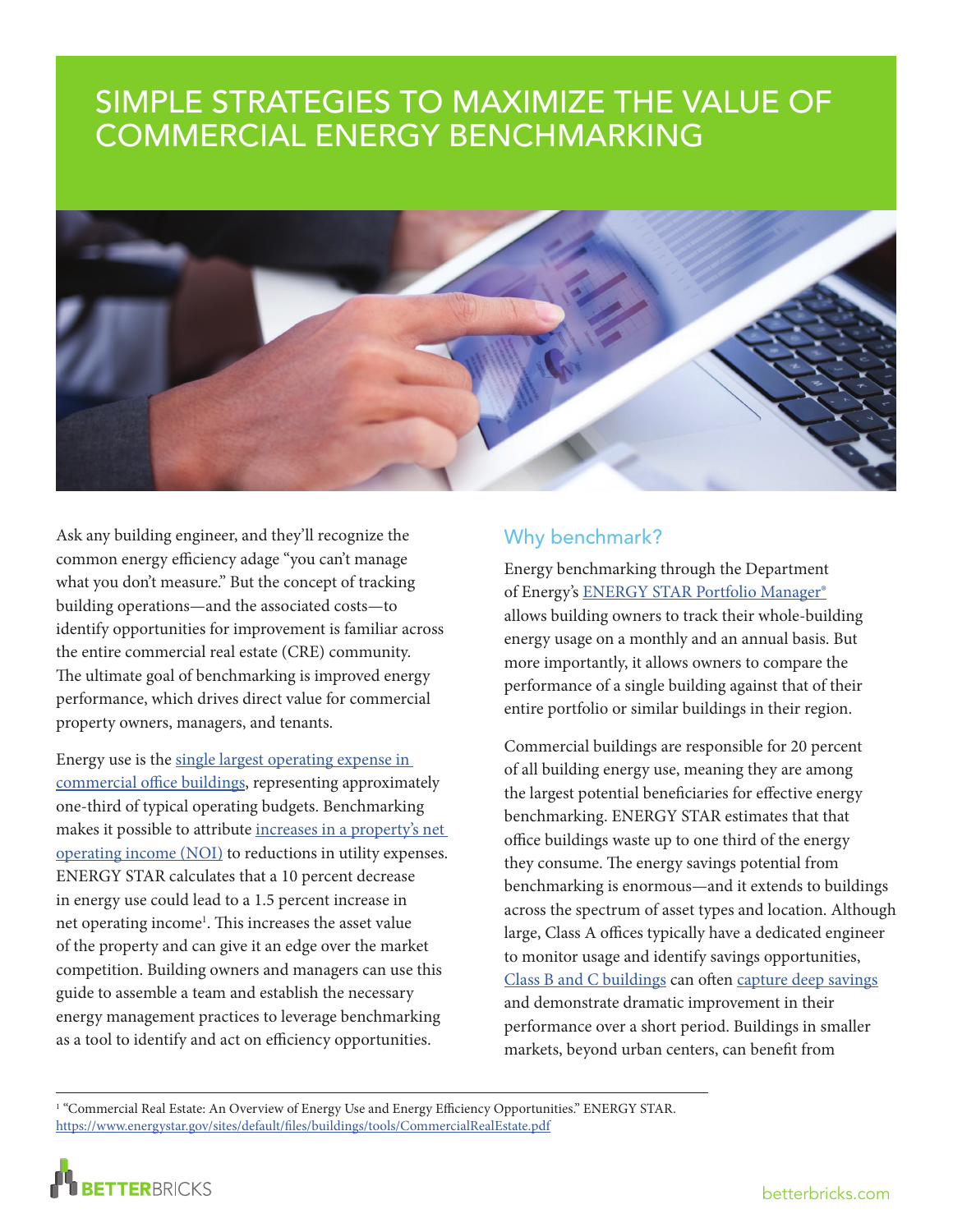# SIMPLE STRATEGIES TO MAXIMIZE THE VALUE OF COMMERCIAL ENERGY BENCHMARKING

Ask any building engineer, and they'll recognize the common energy efficiency adage "you can't manage what you don't measure." But the concept of tracking building operations—and the associated costs—to identify opportunities for improvement is familiar across the entire commercial real estate (CRE) community. The ultimate goal of benchmarking is improved energy performance, which drives direct value for commercial property owners, managers, and tenants.

Energy use is the single largest operating expense in commercial office buildings, representing approximately one-third of typical operating budgets. Benchmarking makes it possible to attribute increases in a property's net operating income (NOI) to reductions in utility expenses. ENERGY STAR calculates that a 10 percent decrease in energy use could lead to a 1.5 percent increase in net operating income[1]. This increases the asset value of the property and can give it an edge over the market competition. Building owners and managers can use this guide to assemble a team and establish the necessary energy management practices to leverage benchmarking as a tool to identify and act on efficiency opportunities.

## Why benchmark?

Energy benchmarking through the Department of Energy's ENERGY STAR Portfolio Manager® allows building owners to track their whole-building energy usage on a monthly and an annual basis. But more importantly, it allows owners to compare the performance of a single building against that of their entire portfolio or similar buildings in their region.

Commercial buildings are responsible for 20 percent of all building energy use, meaning they are among the largest potential beneficiaries for effective energy benchmarking. ENERGY STAR estimates that that office buildings waste up to one third of the energy they consume. The energy savings potential from benchmarking is enormous—and it extends to buildings across the spectrum of asset types and location. Although large, Class A offices typically have a dedicated engineer to monitor usage and identify savings opportunities, Class B and C buildings can often capture deep savings and demonstrate dramatic improvement in their performance over a short period. Buildings in smaller markets, beyond urban centers, can benefit from

[1] "Commercial Real Estate: An Overview of Energy Use and Energy Efficiency Opportunities." ENERGY STAR. https://www.energystar.gov/sites/default/files/buildings/tools/CommercialRealEstate.pdf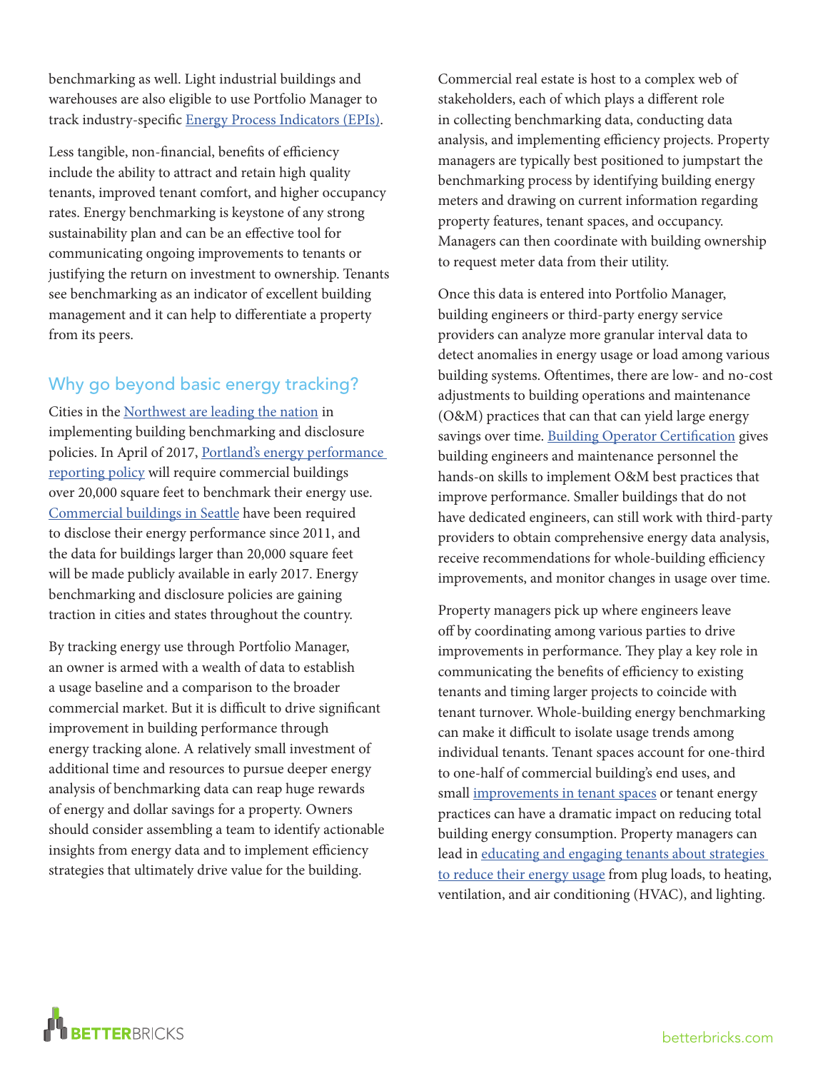benchmarking as well. Light industrial buildings and warehouses are also eligible to use Portfolio Manager to track industry-specific Energy Process Indicators (EPIs).

Less tangible, non-financial, benefits of efficiency include the ability to attract and retain high quality tenants, improved tenant comfort, and higher occupancy rates. Energy benchmarking is keystone of any strong sustainability plan and can be an effective tool for communicating ongoing improvements to tenants or justifying the return on investment to ownership. Tenants see benchmarking as an indicator of excellent building management and it can help to differentiate a property from its peers.

## Why go beyond basic energy tracking?

Cities in the Northwest are leading the nation in implementing building benchmarking and disclosure policies. In April of 2017, Portland's energy performance reporting policy will require commercial buildings over 20,000 square feet to benchmark their energy use. Commercial buildings in Seattle have been required to disclose their energy performance since 2011, and the data for buildings larger than 20,000 square feet will be made publicly available in early 2017. Energy benchmarking and disclosure policies are gaining traction in cities and states throughout the country.

By tracking energy use through Portfolio Manager, an owner is armed with a wealth of data to establish a usage baseline and a comparison to the broader commercial market. But it is difficult to drive significant improvement in building performance through energy tracking alone. A relatively small investment of additional time and resources to pursue deeper energy analysis of benchmarking data can reap huge rewards of energy and dollar savings for a property. Owners should consider assembling a team to identify actionable insights from energy data and to implement efficiency strategies that ultimately drive value for the building.

Commercial real estate is host to a complex web of stakeholders, each of which plays a different role in collecting benchmarking data, conducting data analysis, and implementing efficiency projects. Property managers are typically best positioned to jumpstart the benchmarking process by identifying building energy meters and drawing on current information regarding property features, tenant spaces, and occupancy. Managers can then coordinate with building ownership to request meter data from their utility.

Once this data is entered into Portfolio Manager, building engineers or third-party energy service providers can analyze more granular interval data to detect anomalies in energy usage or load among various building systems. Oftentimes, there are low- and no-cost adjustments to building operations and maintenance (O&M) practices that can that can yield large energy savings over time. Building Operator Certification gives building engineers and maintenance personnel the hands-on skills to implement O&M best practices that improve performance. Smaller buildings that do not have dedicated engineers, can still work with third-party providers to obtain comprehensive energy data analysis, receive recommendations for whole-building efficiency improvements, and monitor changes in usage over time.

Property managers pick up where engineers leave off by coordinating among various parties to drive improvements in performance. They play a key role in communicating the benefits of efficiency to existing tenants and timing larger projects to coincide with tenant turnover. Whole-building energy benchmarking can make it difficult to isolate usage trends among individual tenants. Tenant spaces account for one-third to one-half of commercial building's end uses, and small improvements in tenant spaces or tenant energy practices can have a dramatic impact on reducing total building energy consumption. Property managers can lead in educating and engaging tenants about strategies to reduce their energy usage from plug loads, to heating, ventilation, and air conditioning (HVAC), and lighting.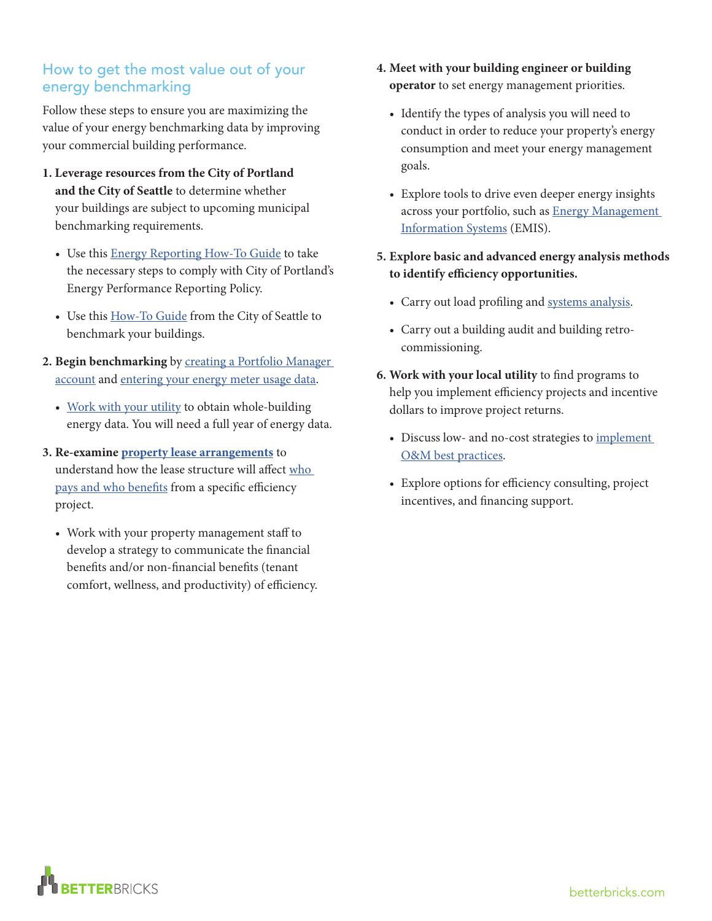## How to get the most value out of your energy benchmarking

Follow these steps to ensure you are maximizing the value of your energy benchmarking data by improving your commercial building performance.

1. **Leverage resources from the City of Portland and the City of Seattle** to determine whether your buildings are subject to upcoming municipal benchmarking requirements.
   - Use this Energy Reporting How-To Guide to take the necessary steps to comply with City of Portland's Energy Performance Reporting Policy.
   - Use this How-To Guide from the City of Seattle to benchmark your buildings.
2. **Begin benchmarking** by creating a Portfolio Manager account and entering your energy meter usage data.
   - Work with your utility to obtain whole-building energy data. You will need a full year of energy data.
3. **Re-examine property lease arrangements** to understand how the lease structure will affect who pays and who benefits from a specific efficiency project.
   - Work with your property management staff to develop a strategy to communicate the financial benefits and/or non-financial benefits (tenant comfort, wellness, and productivity) of efficiency.
4. **Meet with your building engineer or building operator** to set energy management priorities.
   - Identify the types of analysis you will need to conduct in order to reduce your property's energy consumption and meet your energy management goals.
   - Explore tools to drive even deeper energy insights across your portfolio, such as Energy Management Information Systems (EMIS).
5. **Explore basic and advanced energy analysis methods to identify efficiency opportunities.**
   - Carry out load profiling and systems analysis.
   - Carry out a building audit and building retro-commissioning.
6. **Work with your local utility** to find programs to help you implement efficiency projects and incentive dollars to improve project returns.
   - Discuss low- and no-cost strategies to implement O&M best practices.
   - Explore options for efficiency consulting, project incentives, and financing support.